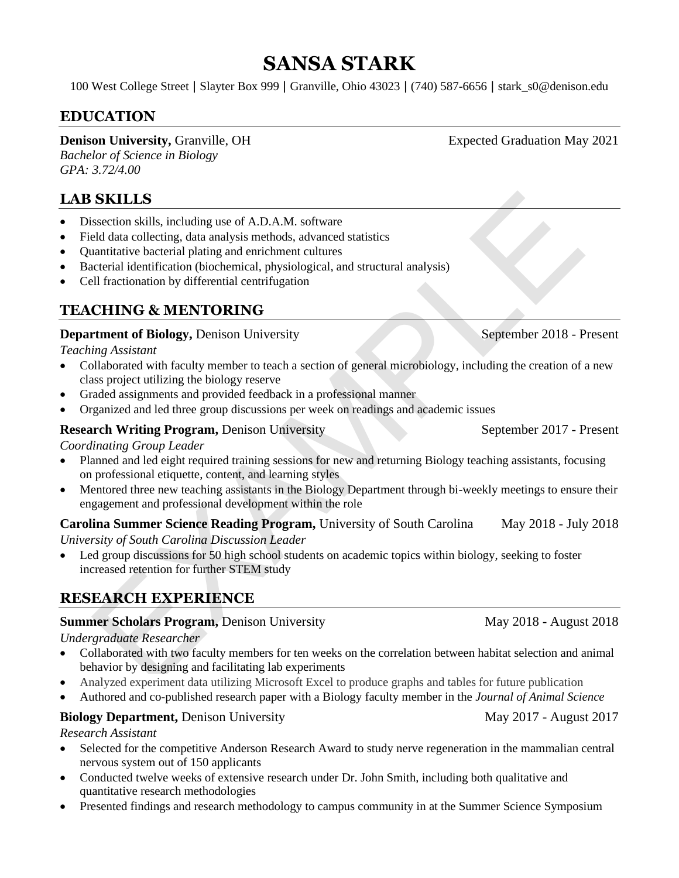# SANSA STARK

100 West College Street | Slayter Box 999 | Granville, Ohio 43023 | (740) 587-6656 | stark_s0@denison.edu

## EDUCATION

**Denison University,** Granville, OH — Expected Graduation May 2021
*Bachelor of Science in Biology*
*GPA: 3.72/4.00*

## LAB SKILLS

- Dissection skills, including use of A.D.A.M. software
- Field data collecting, data analysis methods, advanced statistics
- Quantitative bacterial plating and enrichment cultures
- Bacterial identification (biochemical, physiological, and structural analysis)
- Cell fractionation by differential centrifugation

## TEACHING & MENTORING

**Department of Biology,** Denison University — September 2018 - Present
*Teaching Assistant*

- Collaborated with faculty member to teach a section of general microbiology, including the creation of a new class project utilizing the biology reserve
- Graded assignments and provided feedback in a professional manner
- Organized and led three group discussions per week on readings and academic issues

**Research Writing Program,** Denison University — September 2017 - Present
*Coordinating Group Leader*

- Planned and led eight required training sessions for new and returning Biology teaching assistants, focusing on professional etiquette, content, and learning styles
- Mentored three new teaching assistants in the Biology Department through bi-weekly meetings to ensure their engagement and professional development within the role

**Carolina Summer Science Reading Program,** University of South Carolina — May 2018 - July 2018
*University of South Carolina Discussion Leader*

- Led group discussions for 50 high school students on academic topics within biology, seeking to foster increased retention for further STEM study

## RESEARCH EXPERIENCE

**Summer Scholars Program,** Denison University — May 2018 - August 2018
*Undergraduate Researcher*

- Collaborated with two faculty members for ten weeks on the correlation between habitat selection and animal behavior by designing and facilitating lab experiments
- Analyzed experiment data utilizing Microsoft Excel to produce graphs and tables for future publication
- Authored and co-published research paper with a Biology faculty member in the *Journal of Animal Science*

**Biology Department,** Denison University — May 2017 - August 2017
*Research Assistant*

- Selected for the competitive Anderson Research Award to study nerve regeneration in the mammalian central nervous system out of 150 applicants
- Conducted twelve weeks of extensive research under Dr. John Smith, including both qualitative and quantitative research methodologies
- Presented findings and research methodology to campus community in at the Summer Science Symposium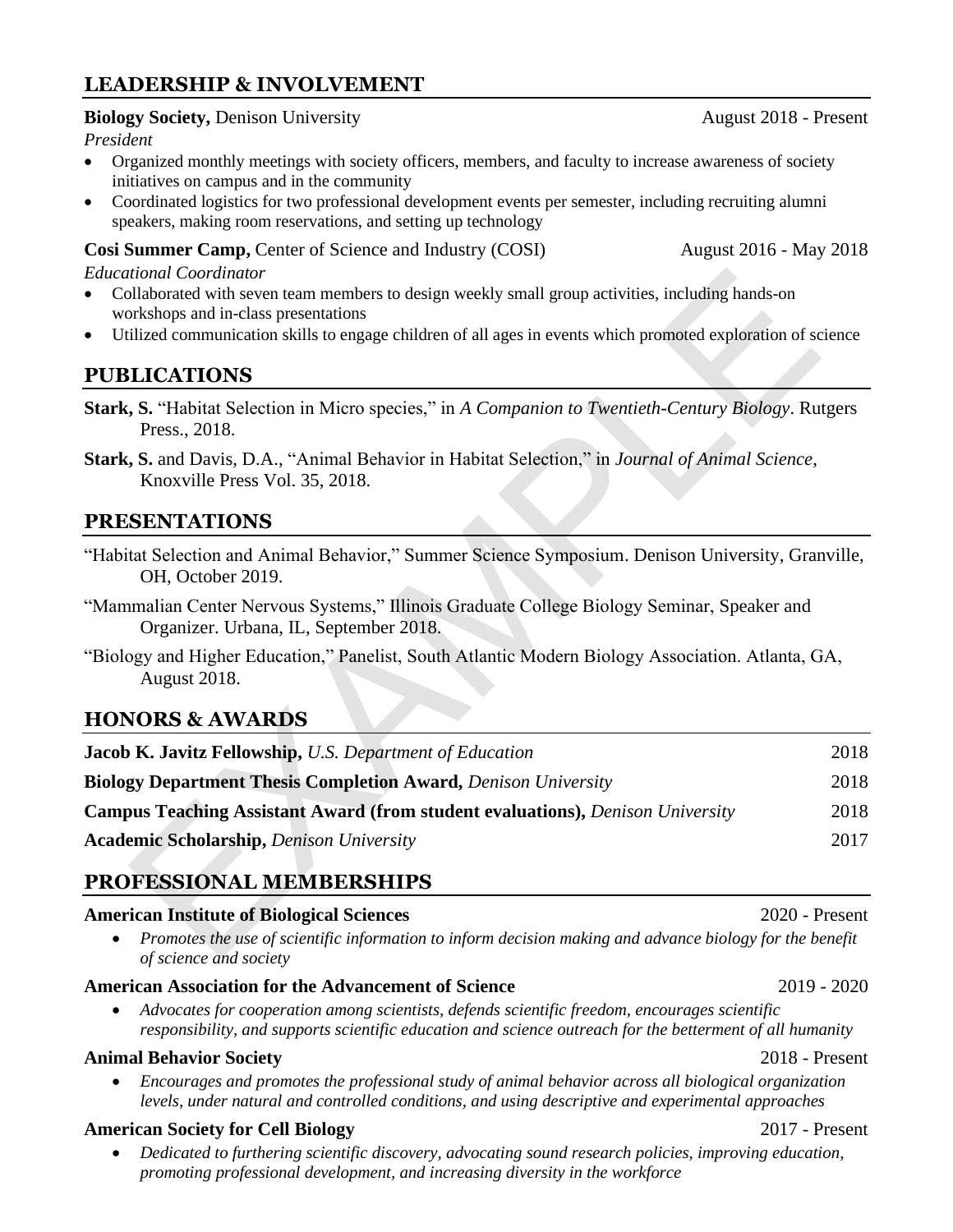## LEADERSHIP & INVOLVEMENT

**Biology Society,** Denison University August 2018 - Present

*President*

- Organized monthly meetings with society officers, members, and faculty to increase awareness of society initiatives on campus and in the community
- Coordinated logistics for two professional development events per semester, including recruiting alumni speakers, making room reservations, and setting up technology

**Cosi Summer Camp,** Center of Science and Industry (COSI) August 2016 - May 2018

*Educational Coordinator*

- Collaborated with seven team members to design weekly small group activities, including hands-on workshops and in-class presentations
- Utilized communication skills to engage children of all ages in events which promoted exploration of science

## PUBLICATIONS

**Stark, S.** "Habitat Selection in Micro species," in *A Companion to Twentieth-Century Biology*. Rutgers Press., 2018.

**Stark, S.** and Davis, D.A., "Animal Behavior in Habitat Selection," in *Journal of Animal Science,* Knoxville Press Vol. 35, 2018.

## PRESENTATIONS

"Habitat Selection and Animal Behavior," Summer Science Symposium. Denison University, Granville, OH, October 2019.

"Mammalian Center Nervous Systems," Illinois Graduate College Biology Seminar, Speaker and Organizer. Urbana, IL, September 2018.

"Biology and Higher Education," Panelist, South Atlantic Modern Biology Association. Atlanta, GA, August 2018.

## HONORS & AWARDS

**Jacob K. Javitz Fellowship,** *U.S. Department of Education* 2018

**Biology Department Thesis Completion Award,** *Denison University* 2018

**Campus Teaching Assistant Award (from student evaluations),** *Denison University* 2018

**Academic Scholarship,** *Denison University* 2017

## PROFESSIONAL MEMBERSHIPS

**American Institute of Biological Sciences** 2020 - Present

- *Promotes the use of scientific information to inform decision making and advance biology for the benefit of science and society*

**American Association for the Advancement of Science** 2019 - 2020

- *Advocates for cooperation among scientists, defends scientific freedom, encourages scientific responsibility, and supports scientific education and science outreach for the betterment of all humanity*

**Animal Behavior Society** 2018 - Present

- *Encourages and promotes the professional study of animal behavior across all biological organization levels, under natural and controlled conditions, and using descriptive and experimental approaches*

**American Society for Cell Biology** 2017 - Present

- *Dedicated to furthering scientific discovery, advocating sound research policies, improving education, promoting professional development, and increasing diversity in the workforce*